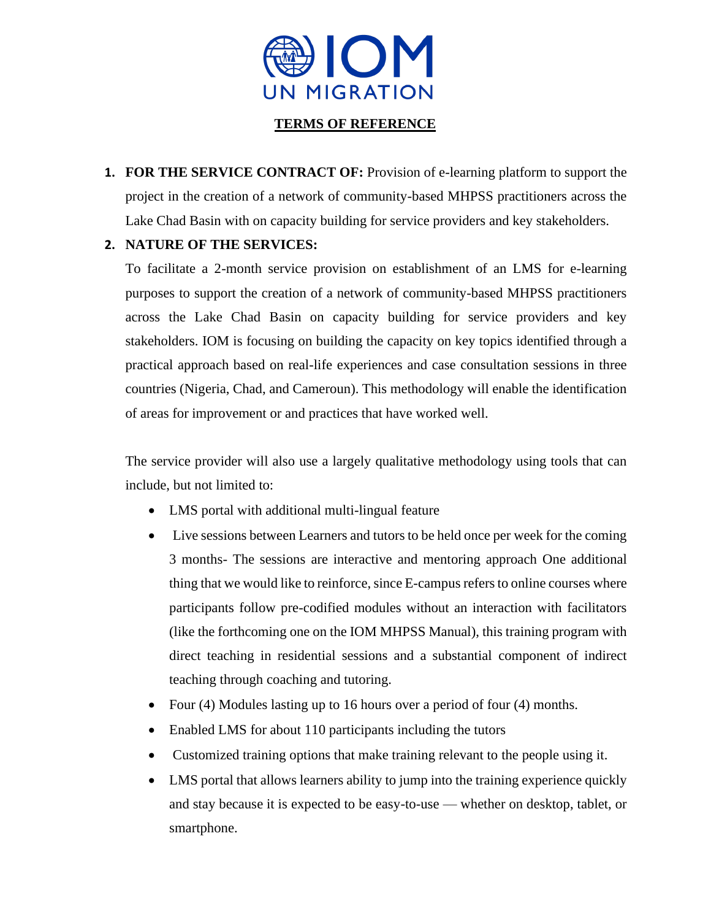IOM UN MIGRATION

**TERMS OF REFERENCE**

1. **FOR THE SERVICE CONTRACT OF:** Provision of e-learning platform to support the project in the creation of a network of community-based MHPSS practitioners across the Lake Chad Basin with on capacity building for service providers and key stakeholders.

2. **NATURE OF THE SERVICES:**

   To facilitate a 2-month service provision on establishment of an LMS for e-learning purposes to support the creation of a network of community-based MHPSS practitioners across the Lake Chad Basin on capacity building for service providers and key stakeholders. IOM is focusing on building the capacity on key topics identified through a practical approach based on real-life experiences and case consultation sessions in three countries (Nigeria, Chad, and Cameroun). This methodology will enable the identification of areas for improvement or and practices that have worked well.

   The service provider will also use a largely qualitative methodology using tools that can include, but not limited to:

   - LMS portal with additional multi-lingual feature
   - Live sessions between Learners and tutors to be held once per week for the coming 3 months- The sessions are interactive and mentoring approach One additional thing that we would like to reinforce, since E-campus refers to online courses where participants follow pre-codified modules without an interaction with facilitators (like the forthcoming one on the IOM MHPSS Manual), this training program with direct teaching in residential sessions and a substantial component of indirect teaching through coaching and tutoring.
   - Four (4) Modules lasting up to 16 hours over a period of four (4) months.
   - Enabled LMS for about 110 participants including the tutors
   - Customized training options that make training relevant to the people using it.
   - LMS portal that allows learners ability to jump into the training experience quickly and stay because it is expected to be easy-to-use — whether on desktop, tablet, or smartphone.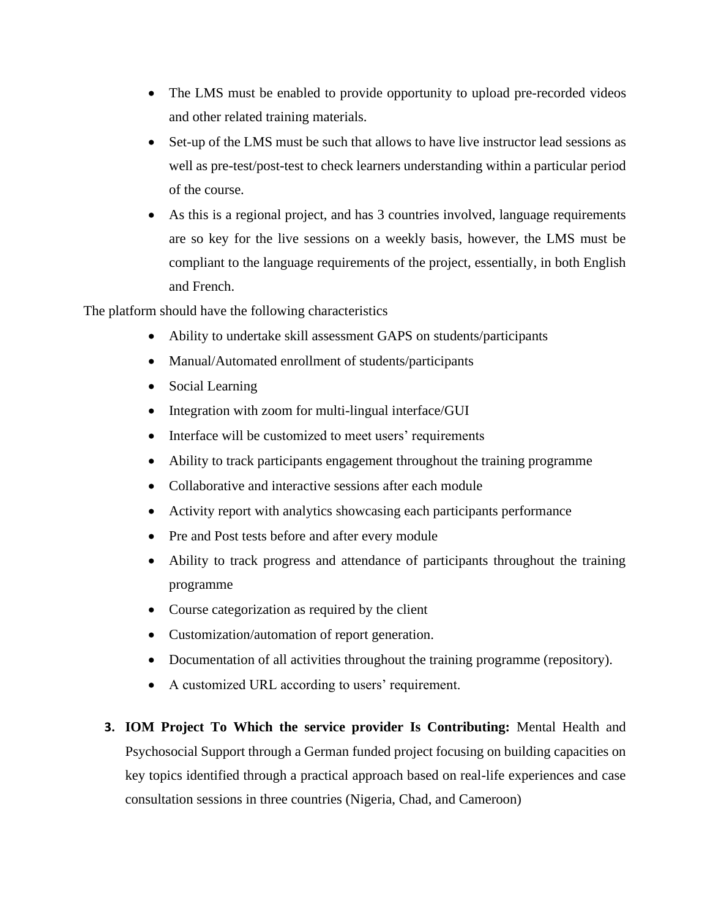- The LMS must be enabled to provide opportunity to upload pre-recorded videos and other related training materials.
- Set-up of the LMS must be such that allows to have live instructor lead sessions as well as pre-test/post-test to check learners understanding within a particular period of the course.
- As this is a regional project, and has 3 countries involved, language requirements are so key for the live sessions on a weekly basis, however, the LMS must be compliant to the language requirements of the project, essentially, in both English and French.

The platform should have the following characteristics

- Ability to undertake skill assessment GAPS on students/participants
- Manual/Automated enrollment of students/participants
- Social Learning
- Integration with zoom for multi-lingual interface/GUI
- Interface will be customized to meet users' requirements
- Ability to track participants engagement throughout the training programme
- Collaborative and interactive sessions after each module
- Activity report with analytics showcasing each participants performance
- Pre and Post tests before and after every module
- Ability to track progress and attendance of participants throughout the training programme
- Course categorization as required by the client
- Customization/automation of report generation.
- Documentation of all activities throughout the training programme (repository).
- A customized URL according to users' requirement.

3. **IOM Project To Which the service provider Is Contributing:** Mental Health and Psychosocial Support through a German funded project focusing on building capacities on key topics identified through a practical approach based on real-life experiences and case consultation sessions in three countries (Nigeria, Chad, and Cameroon)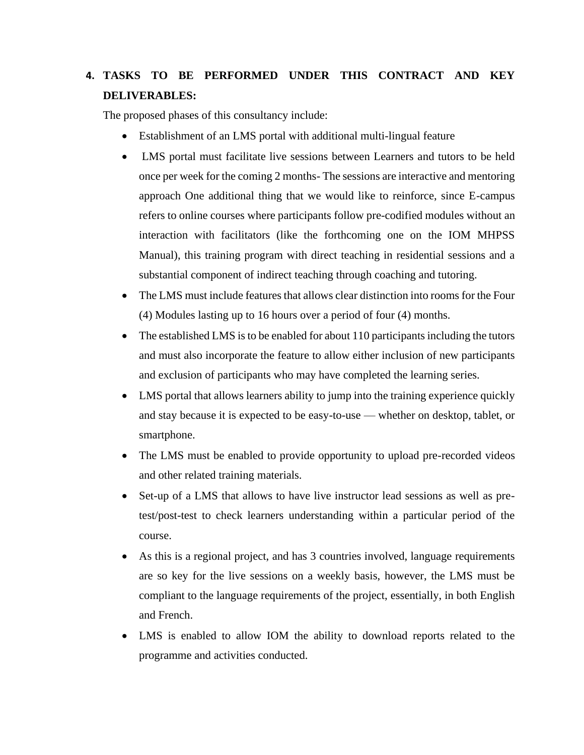## 4. TASKS TO BE PERFORMED UNDER THIS CONTRACT AND KEY DELIVERABLES:

The proposed phases of this consultancy include:

- Establishment of an LMS portal with additional multi-lingual feature
- LMS portal must facilitate live sessions between Learners and tutors to be held once per week for the coming 2 months- The sessions are interactive and mentoring approach One additional thing that we would like to reinforce, since E-campus refers to online courses where participants follow pre-codified modules without an interaction with facilitators (like the forthcoming one on the IOM MHPSS Manual), this training program with direct teaching in residential sessions and a substantial component of indirect teaching through coaching and tutoring.
- The LMS must include features that allows clear distinction into rooms for the Four (4) Modules lasting up to 16 hours over a period of four (4) months.
- The established LMS is to be enabled for about 110 participants including the tutors and must also incorporate the feature to allow either inclusion of new participants and exclusion of participants who may have completed the learning series.
- LMS portal that allows learners ability to jump into the training experience quickly and stay because it is expected to be easy-to-use — whether on desktop, tablet, or smartphone.
- The LMS must be enabled to provide opportunity to upload pre-recorded videos and other related training materials.
- Set-up of a LMS that allows to have live instructor lead sessions as well as pre-test/post-test to check learners understanding within a particular period of the course.
- As this is a regional project, and has 3 countries involved, language requirements are so key for the live sessions on a weekly basis, however, the LMS must be compliant to the language requirements of the project, essentially, in both English and French.
- LMS is enabled to allow IOM the ability to download reports related to the programme and activities conducted.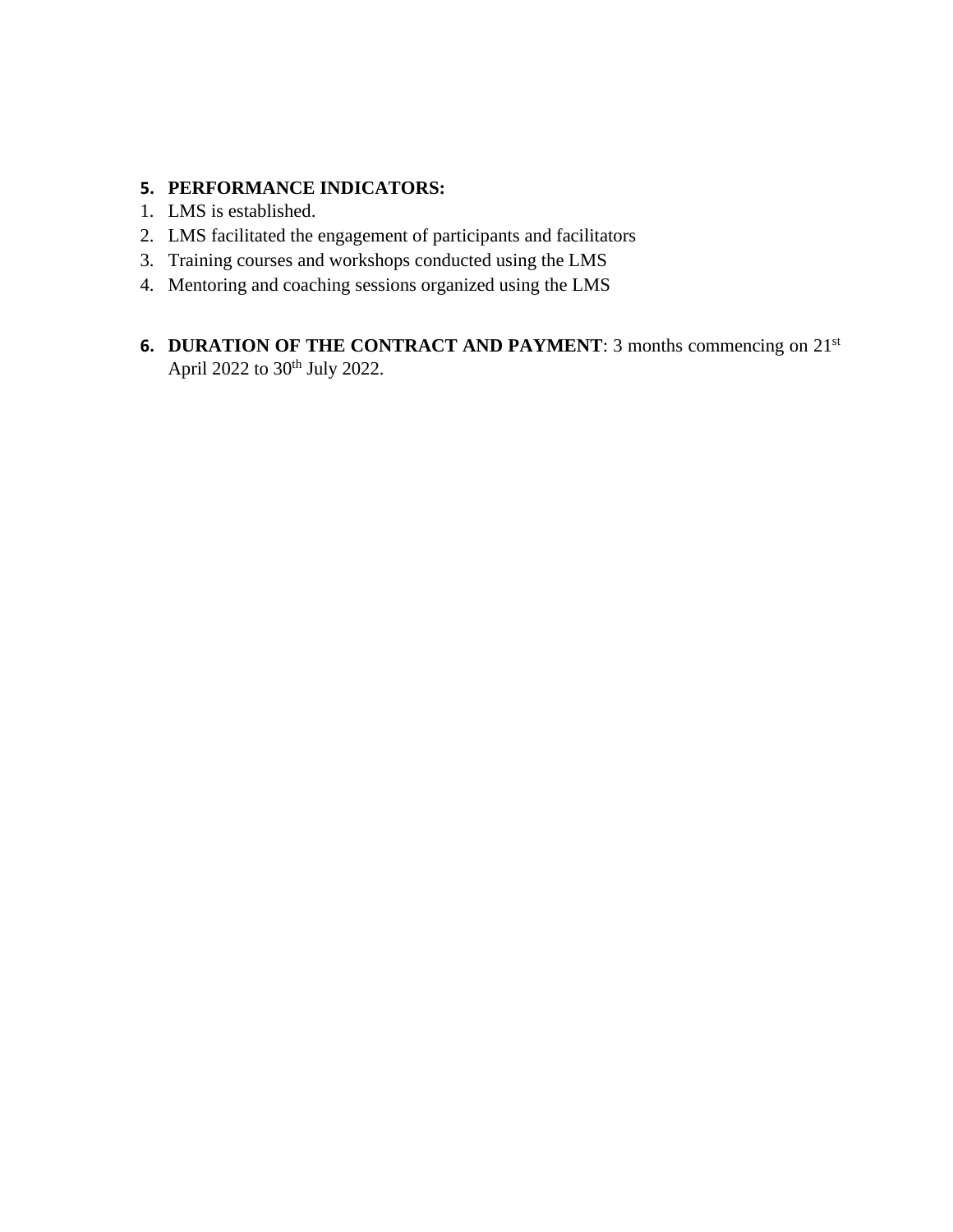5. **PERFORMANCE INDICATORS:**

1. LMS is established.
2. LMS facilitated the engagement of participants and facilitators
3. Training courses and workshops conducted using the LMS
4. Mentoring and coaching sessions organized using the LMS

6. **DURATION OF THE CONTRACT AND PAYMENT**: 3 months commencing on 21st April 2022 to 30th July 2022.